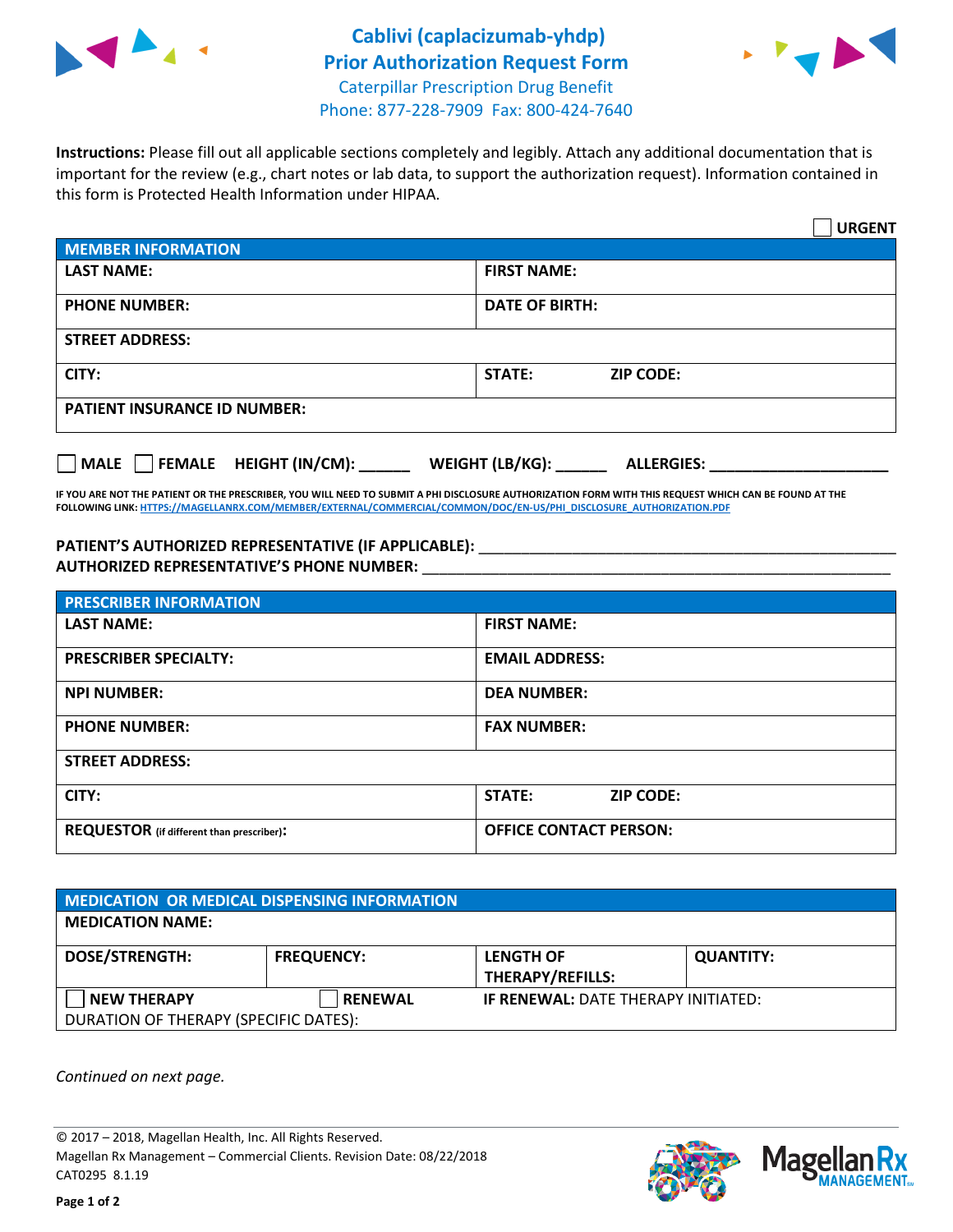# Cablivi (caplacizumab-yhdp) Prior Authorization Request Form

Caterpillar Prescription Drug Benefit
Phone: 877-228-7909 Fax: 800-424-7640

**Instructions:** Please fill out all applicable sections completely and legibly. Attach any additional documentation that is important for the review (e.g., chart notes or lab data, to support the authorization request). Information contained in this form is Protected Health Information under HIPAA.

☐ **URGENT**

| **MEMBER INFORMATION** | |
|---|---|
| **LAST NAME:** | **FIRST NAME:** |
| **PHONE NUMBER:** | **DATE OF BIRTH:** |
| **STREET ADDRESS:** | |
| **CITY:** | **STATE:** **ZIP CODE:** |
| **PATIENT INSURANCE ID NUMBER:** | |

☐ **MALE** ☐ **FEMALE** **HEIGHT (IN/CM):** ______ **WEIGHT (LB/KG):** ______ **ALLERGIES:** ____________________

**IF YOU ARE NOT THE PATIENT OR THE PRESCRIBER, YOU WILL NEED TO SUBMIT A PHI DISCLOSURE AUTHORIZATION FORM WITH THIS REQUEST WHICH CAN BE FOUND AT THE FOLLOWING LINK: HTTPS://MAGELLANRX.COM/MEMBER/EXTERNAL/COMMERCIAL/COMMON/DOC/EN-US/PHI_DISCLOSURE_AUTHORIZATION.PDF**

**PATIENT'S AUTHORIZED REPRESENTATIVE (IF APPLICABLE):** ____________________________________________
**AUTHORIZED REPRESENTATIVE'S PHONE NUMBER:** ____________________________________________

| **PRESCRIBER INFORMATION** | |
|---|---|
| **LAST NAME:** | **FIRST NAME:** |
| **PRESCRIBER SPECIALTY:** | **EMAIL ADDRESS:** |
| **NPI NUMBER:** | **DEA NUMBER:** |
| **PHONE NUMBER:** | **FAX NUMBER:** |
| **STREET ADDRESS:** | |
| **CITY:** | **STATE:** **ZIP CODE:** |
| **REQUESTOR** (if different than prescriber)**:** | **OFFICE CONTACT PERSON:** |

| **MEDICATION OR MEDICAL DISPENSING INFORMATION** | | | |
|---|---|---|---|
| **MEDICATION NAME:** | | | |
| **DOSE/STRENGTH:** | **FREQUENCY:** | **LENGTH OF THERAPY/REFILLS:** | **QUANTITY:** |
| ☐ **NEW THERAPY** | ☐ **RENEWAL** | **IF RENEWAL:** DATE THERAPY INITIATED: | |
| DURATION OF THERAPY (SPECIFIC DATES): | | | |

*Continued on next page.*

© 2017 – 2018, Magellan Health, Inc. All Rights Reserved.
Magellan Rx Management – Commercial Clients. Revision Date: 08/22/2018
CAT0295 8.1.19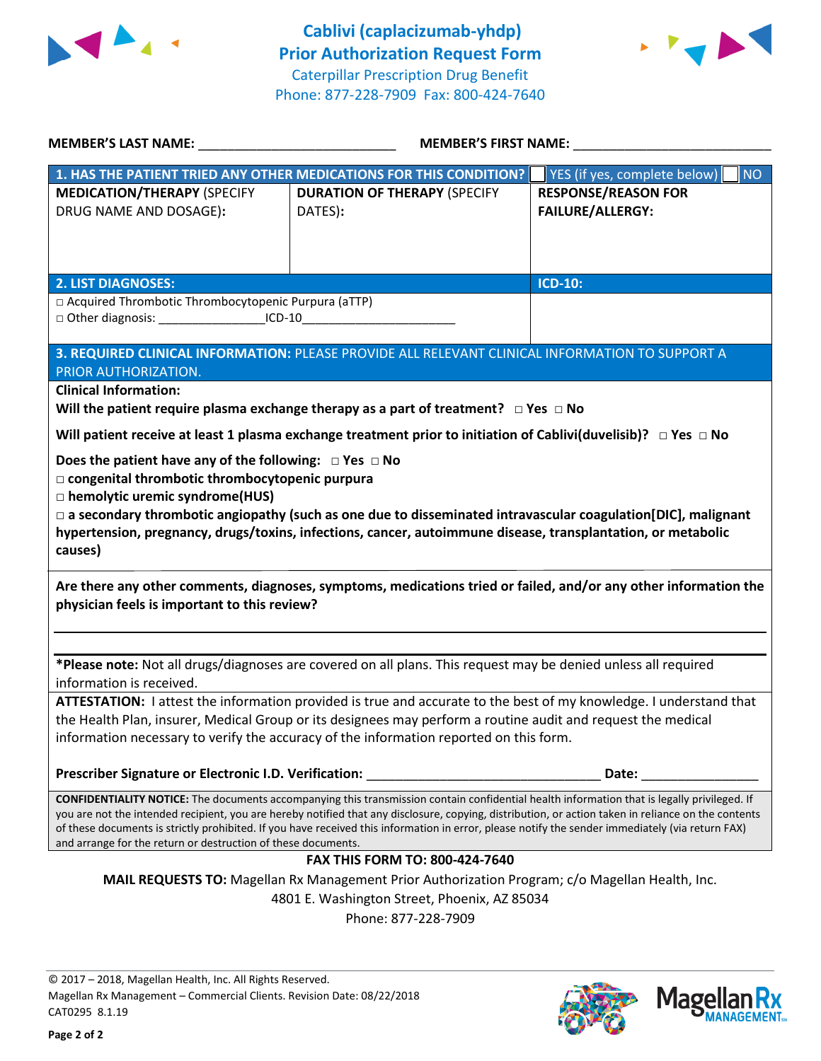# Cablivi (caplacizumab-yhdp) Prior Authorization Request Form

Caterpillar Prescription Drug Benefit
Phone: 877-228-7909 Fax: 800-424-7640

**MEMBER'S LAST NAME:** ___________________________ **MEMBER'S FIRST NAME:** ___________________________

| **1. HAS THE PATIENT TRIED ANY OTHER MEDICATIONS FOR THIS CONDITION?** | | ☐ YES (if yes, complete below) ☐ NO |
|---|---|---|
| **MEDICATION/THERAPY** (SPECIFY DRUG NAME AND DOSAGE): | **DURATION OF THERAPY** (SPECIFY DATES): | **RESPONSE/REASON FOR FAILURE/ALLERGY:** |
| | | |

| **2. LIST DIAGNOSES:** | **ICD-10:** |
|---|---|
| □ Acquired Thrombotic Thrombocytopenic Purpura (aTTP)<br>□ Other diagnosis: _______________ICD-10______________________ | |

**3. REQUIRED CLINICAL INFORMATION:** PLEASE PROVIDE ALL RELEVANT CLINICAL INFORMATION TO SUPPORT A PRIOR AUTHORIZATION.

**Clinical Information:**

**Will the patient require plasma exchange therapy as a part of treatment? □ Yes □ No**

**Will patient receive at least 1 plasma exchange treatment prior to initiation of Cablivi(duvelisib)? □ Yes □ No**

**Does the patient have any of the following: □ Yes □ No**
**□ congenital thrombotic thrombocytopenic purpura**
**□ hemolytic uremic syndrome(HUS)**
**□ a secondary thrombotic angiopathy (such as one due to disseminated intravascular coagulation[DIC], malignant hypertension, pregnancy, drugs/toxins, infections, cancer, autoimmune disease, transplantation, or metabolic causes)**

**Are there any other comments, diagnoses, symptoms, medications tried or failed, and/or any other information the physician feels is important to this review?**

___________________________________________________________________________

**\*Please note:** Not all drugs/diagnoses are covered on all plans. This request may be denied unless all required information is received.

**ATTESTATION:** I attest the information provided is true and accurate to the best of my knowledge. I understand that the Health Plan, insurer, Medical Group or its designees may perform a routine audit and request the medical information necessary to verify the accuracy of the information reported on this form.

**Prescriber Signature or Electronic I.D. Verification:** ________________________________ **Date:** _______________

**CONFIDENTIALITY NOTICE:** The documents accompanying this transmission contain confidential health information that is legally privileged. If you are not the intended recipient, you are hereby notified that any disclosure, copying, distribution, or action taken in reliance on the contents of these documents is strictly prohibited. If you have received this information in error, please notify the sender immediately (via return FAX) and arrange for the return or destruction of these documents.

**FAX THIS FORM TO: 800-424-7640**

**MAIL REQUESTS TO:** Magellan Rx Management Prior Authorization Program; c/o Magellan Health, Inc.
4801 E. Washington Street, Phoenix, AZ 85034
Phone: 877-228-7909

© 2017 – 2018, Magellan Health, Inc. All Rights Reserved.
Magellan Rx Management – Commercial Clients. Revision Date: 08/22/2018
CAT0295 8.1.19